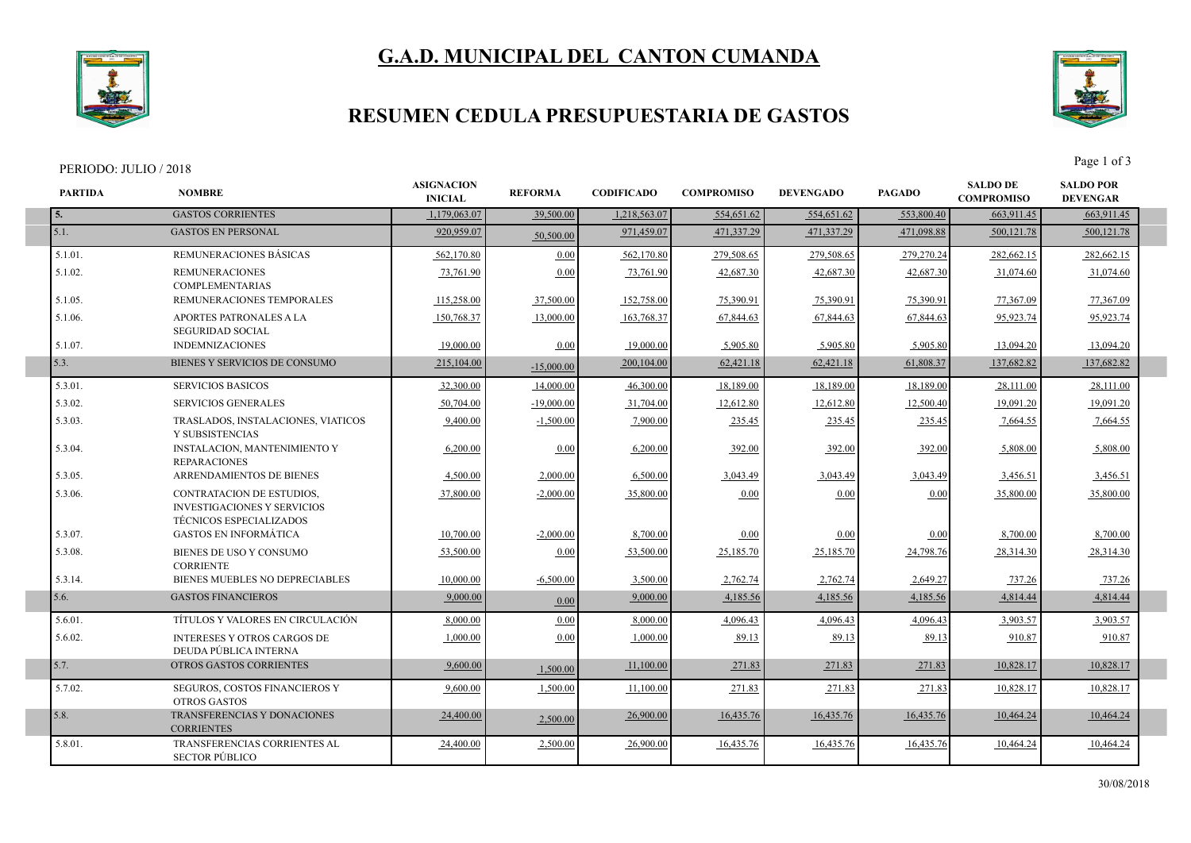# G.A.D. MUNICIPAL DEL CANTON CUMANDA

## RESUMEN CEDULA PRESUPUESTARIA DE GASTOS

PERIODO: JULIO / 2018

| PARTIDA | NOMBRE | ASIGNACION INICIAL | REFORMA | CODIFICADO | COMPROMISO | DEVENGADO | PAGADO | SALDO DE COMPROMISO | SALDO POR DEVENGAR |
|---|---|---|---|---|---|---|---|---|---|
| 5. | GASTOS CORRIENTES | 1,179,063.07 | 39,500.00 | 1,218,563.07 | 554,651.62 | 554,651.62 | 553,800.40 | 663,911.45 | 663,911.45 |
| 5.1. | GASTOS EN PERSONAL | 920,959.07 | 50,500.00 | 971,459.07 | 471,337.29 | 471,337.29 | 471,098.88 | 500,121.78 | 500,121.78 |
| 5.1.01. | REMUNERACIONES BÁSICAS | 562,170.80 | 0.00 | 562,170.80 | 279,508.65 | 279,508.65 | 279,270.24 | 282,662.15 | 282,662.15 |
| 5.1.02. | REMUNERACIONES COMPLEMENTARIAS | 73,761.90 | 0.00 | 73,761.90 | 42,687.30 | 42,687.30 | 42,687.30 | 31,074.60 | 31,074.60 |
| 5.1.05. | REMUNERACIONES TEMPORALES | 115,258.00 | 37,500.00 | 152,758.00 | 75,390.91 | 75,390.91 | 75,390.91 | 77,367.09 | 77,367.09 |
| 5.1.06. | APORTES PATRONALES A LA SEGURIDAD SOCIAL | 150,768.37 | 13,000.00 | 163,768.37 | 67,844.63 | 67,844.63 | 67,844.63 | 95,923.74 | 95,923.74 |
| 5.1.07. | INDEMNIZACIONES | 19,000.00 | 0.00 | 19,000.00 | 5,905.80 | 5,905.80 | 5,905.80 | 13,094.20 | 13,094.20 |
| 5.3. | BIENES Y SERVICIOS DE CONSUMO | 215,104.00 | -15,000.00 | 200,104.00 | 62,421.18 | 62,421.18 | 61,808.37 | 137,682.82 | 137,682.82 |
| 5.3.01. | SERVICIOS BASICOS | 32,300.00 | 14,000.00 | 46,300.00 | 18,189.00 | 18,189.00 | 18,189.00 | 28,111.00 | 28,111.00 |
| 5.3.02. | SERVICIOS GENERALES | 50,704.00 | -19,000.00 | 31,704.00 | 12,612.80 | 12,612.80 | 12,500.40 | 19,091.20 | 19,091.20 |
| 5.3.03. | TRASLADOS, INSTALACIONES, VIATICOS Y SUBSISTENCIAS | 9,400.00 | -1,500.00 | 7,900.00 | 235.45 | 235.45 | 235.45 | 7,664.55 | 7,664.55 |
| 5.3.04. | INSTALACION, MANTENIMIENTO Y REPARACIONES | 6,200.00 | 0.00 | 6,200.00 | 392.00 | 392.00 | 392.00 | 5,808.00 | 5,808.00 |
| 5.3.05. | ARRENDAMIENTOS DE BIENES | 4,500.00 | 2,000.00 | 6,500.00 | 3,043.49 | 3,043.49 | 3,043.49 | 3,456.51 | 3,456.51 |
| 5.3.06. | CONTRATACION DE ESTUDIOS, INVESTIGACIONES Y SERVICIOS TÉCNICOS ESPECIALIZADOS | 37,800.00 | -2,000.00 | 35,800.00 | 0.00 | 0.00 | 0.00 | 35,800.00 | 35,800.00 |
| 5.3.07. | GASTOS EN INFORMÁTICA | 10,700.00 | -2,000.00 | 8,700.00 | 0.00 | 0.00 | 0.00 | 8,700.00 | 8,700.00 |
| 5.3.08. | BIENES DE USO Y CONSUMO CORRIENTE | 53,500.00 | 0.00 | 53,500.00 | 25,185.70 | 25,185.70 | 24,798.76 | 28,314.30 | 28,314.30 |
| 5.3.14. | BIENES MUEBLES NO DEPRECIABLES | 10,000.00 | -6,500.00 | 3,500.00 | 2,762.74 | 2,762.74 | 2,649.27 | 737.26 | 737.26 |
| 5.6. | GASTOS FINANCIEROS | 9,000.00 | 0.00 | 9,000.00 | 4,185.56 | 4,185.56 | 4,185.56 | 4,814.44 | 4,814.44 |
| 5.6.01. | TÍTULOS Y VALORES EN CIRCULACIÓN | 8,000.00 | 0.00 | 8,000.00 | 4,096.43 | 4,096.43 | 4,096.43 | 3,903.57 | 3,903.57 |
| 5.6.02. | INTERESES Y OTROS CARGOS DE DEUDA PÚBLICA INTERNA | 1,000.00 | 0.00 | 1,000.00 | 89.13 | 89.13 | 89.13 | 910.87 | 910.87 |
| 5.7. | OTROS GASTOS CORRIENTES | 9,600.00 | 1,500.00 | 11,100.00 | 271.83 | 271.83 | 271.83 | 10,828.17 | 10,828.17 |
| 5.7.02. | SEGUROS, COSTOS FINANCIEROS Y OTROS GASTOS | 9,600.00 | 1,500.00 | 11,100.00 | 271.83 | 271.83 | 271.83 | 10,828.17 | 10,828.17 |
| 5.8. | TRANSFERENCIAS Y DONACIONES CORRIENTES | 24,400.00 | 2,500.00 | 26,900.00 | 16,435.76 | 16,435.76 | 16,435.76 | 10,464.24 | 10,464.24 |
| 5.8.01. | TRANSFERENCIAS CORRIENTES AL SECTOR PÚBLICO | 24,400.00 | 2,500.00 | 26,900.00 | 16,435.76 | 16,435.76 | 16,435.76 | 10,464.24 | 10,464.24 |

30/08/2018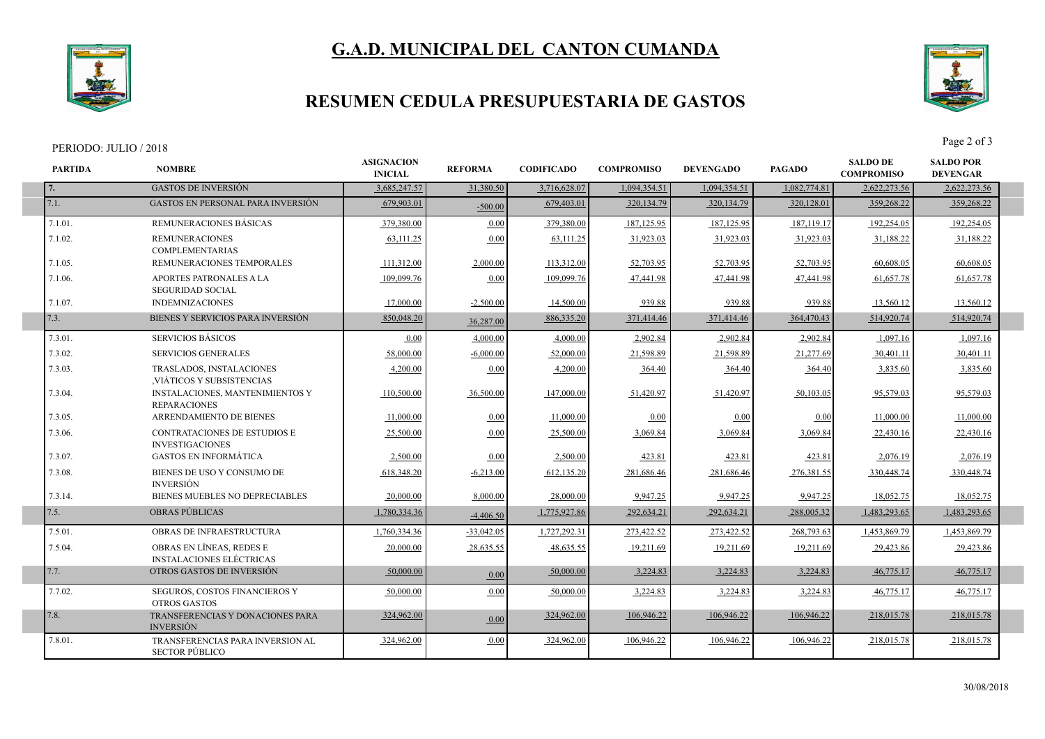# G.A.D. MUNICIPAL DEL CANTON CUMANDA

## RESUMEN CEDULA PRESUPUESTARIA DE GASTOS

PERIODO: JULIO / 2018

| PARTIDA | NOMBRE | ASIGNACION INICIAL | REFORMA | CODIFICADO | COMPROMISO | DEVENGADO | PAGADO | SALDO DE COMPROMISO | SALDO POR DEVENGAR |
|---|---|---|---|---|---|---|---|---|---|
| 7. | GASTOS DE INVERSIÓN | 3,685,247.57 | 31,380.50 | 3,716,628.07 | 1,094,354.51 | 1,094,354.51 | 1,082,774.81 | 2,622,273.56 | 2,622,273.56 |
| 7.1. | GASTOS EN PERSONAL PARA INVERSIÓN | 679,903.01 | -500.00 | 679,403.01 | 320,134.79 | 320,134.79 | 320,128.01 | 359,268.22 | 359,268.22 |
| 7.1.01. | REMUNERACIONES BÁSICAS | 379,380.00 | 0.00 | 379,380.00 | 187,125.95 | 187,125.95 | 187,119.17 | 192,254.05 | 192,254.05 |
| 7.1.02. | REMUNERACIONES COMPLEMENTARIAS | 63,111.25 | 0.00 | 63,111.25 | 31,923.03 | 31,923.03 | 31,923.03 | 31,188.22 | 31,188.22 |
| 7.1.05. | REMUNERACIONES TEMPORALES | 111,312.00 | 2,000.00 | 113,312.00 | 52,703.95 | 52,703.95 | 52,703.95 | 60,608.05 | 60,608.05 |
| 7.1.06. | APORTES PATRONALES A LA SEGURIDAD SOCIAL | 109,099.76 | 0.00 | 109,099.76 | 47,441.98 | 47,441.98 | 47,441.98 | 61,657.78 | 61,657.78 |
| 7.1.07. | INDEMNIZACIONES | 17,000.00 | -2,500.00 | 14,500.00 | 939.88 | 939.88 | 939.88 | 13,560.12 | 13,560.12 |
| 7.3. | BIENES Y SERVICIOS PARA INVERSIÓN | 850,048.20 | 36,287.00 | 886,335.20 | 371,414.46 | 371,414.46 | 364,470.43 | 514,920.74 | 514,920.74 |
| 7.3.01. | SERVICIOS BÁSICOS | 0.00 | 4,000.00 | 4,000.00 | 2,902.84 | 2,902.84 | 2,902.84 | 1,097.16 | 1,097.16 |
| 7.3.02. | SERVICIOS GENERALES | 58,000.00 | -6,000.00 | 52,000.00 | 21,598.89 | 21,598.89 | 21,277.69 | 30,401.11 | 30,401.11 |
| 7.3.03. | TRASLADOS, INSTALACIONES ,VIÁTICOS Y SUBSISTENCIAS | 4,200.00 | 0.00 | 4,200.00 | 364.40 | 364.40 | 364.40 | 3,835.60 | 3,835.60 |
| 7.3.04. | INSTALACIONES, MANTENIMIENTOS Y REPARACIONES | 110,500.00 | 36,500.00 | 147,000.00 | 51,420.97 | 51,420.97 | 50,103.05 | 95,579.03 | 95,579.03 |
| 7.3.05. | ARRENDAMIENTO DE BIENES | 11,000.00 | 0.00 | 11,000.00 | 0.00 | 0.00 | 0.00 | 11,000.00 | 11,000.00 |
| 7.3.06. | CONTRATACIONES DE ESTUDIOS E INVESTIGACIONES | 25,500.00 | 0.00 | 25,500.00 | 3,069.84 | 3,069.84 | 3,069.84 | 22,430.16 | 22,430.16 |
| 7.3.07. | GASTOS EN INFORMÁTICA | 2,500.00 | 0.00 | 2,500.00 | 423.81 | 423.81 | 423.81 | 2,076.19 | 2,076.19 |
| 7.3.08. | BIENES DE USO Y CONSUMO DE INVERSIÓN | 618,348.20 | -6,213.00 | 612,135.20 | 281,686.46 | 281,686.46 | 276,381.55 | 330,448.74 | 330,448.74 |
| 7.3.14. | BIENES MUEBLES NO DEPRECIABLES | 20,000.00 | 8,000.00 | 28,000.00 | 9,947.25 | 9,947.25 | 9,947.25 | 18,052.75 | 18,052.75 |
| 7.5. | OBRAS PÚBLICAS | 1,780,334.36 | -4,406.50 | 1,775,927.86 | 292,634.21 | 292,634.21 | 288,005.32 | 1,483,293.65 | 1,483,293.65 |
| 7.5.01. | OBRAS DE INFRAESTRUCTURA | 1,760,334.36 | -33,042.05 | 1,727,292.31 | 273,422.52 | 273,422.52 | 268,793.63 | 1,453,869.79 | 1,453,869.79 |
| 7.5.04. | OBRAS EN LÍNEAS, REDES E INSTALACIONES ELÉCTRICAS | 20,000.00 | 28,635.55 | 48,635.55 | 19,211.69 | 19,211.69 | 19,211.69 | 29,423.86 | 29,423.86 |
| 7.7. | OTROS GASTOS DE INVERSIÓN | 50,000.00 | 0.00 | 50,000.00 | 3,224.83 | 3,224.83 | 3,224.83 | 46,775.17 | 46,775.17 |
| 7.7.02. | SEGUROS, COSTOS FINANCIEROS Y OTROS GASTOS | 50,000.00 | 0.00 | 50,000.00 | 3,224.83 | 3,224.83 | 3,224.83 | 46,775.17 | 46,775.17 |
| 7.8. | TRANSFERENCIAS Y DONACIONES PARA INVERSIÓN | 324,962.00 | 0.00 | 324,962.00 | 106,946.22 | 106,946.22 | 106,946.22 | 218,015.78 | 218,015.78 |
| 7.8.01. | TRANSFERENCIAS PARA INVERSION AL SECTOR PÚBLICO | 324,962.00 | 0.00 | 324,962.00 | 106,946.22 | 106,946.22 | 106,946.22 | 218,015.78 | 218,015.78 |

30/08/2018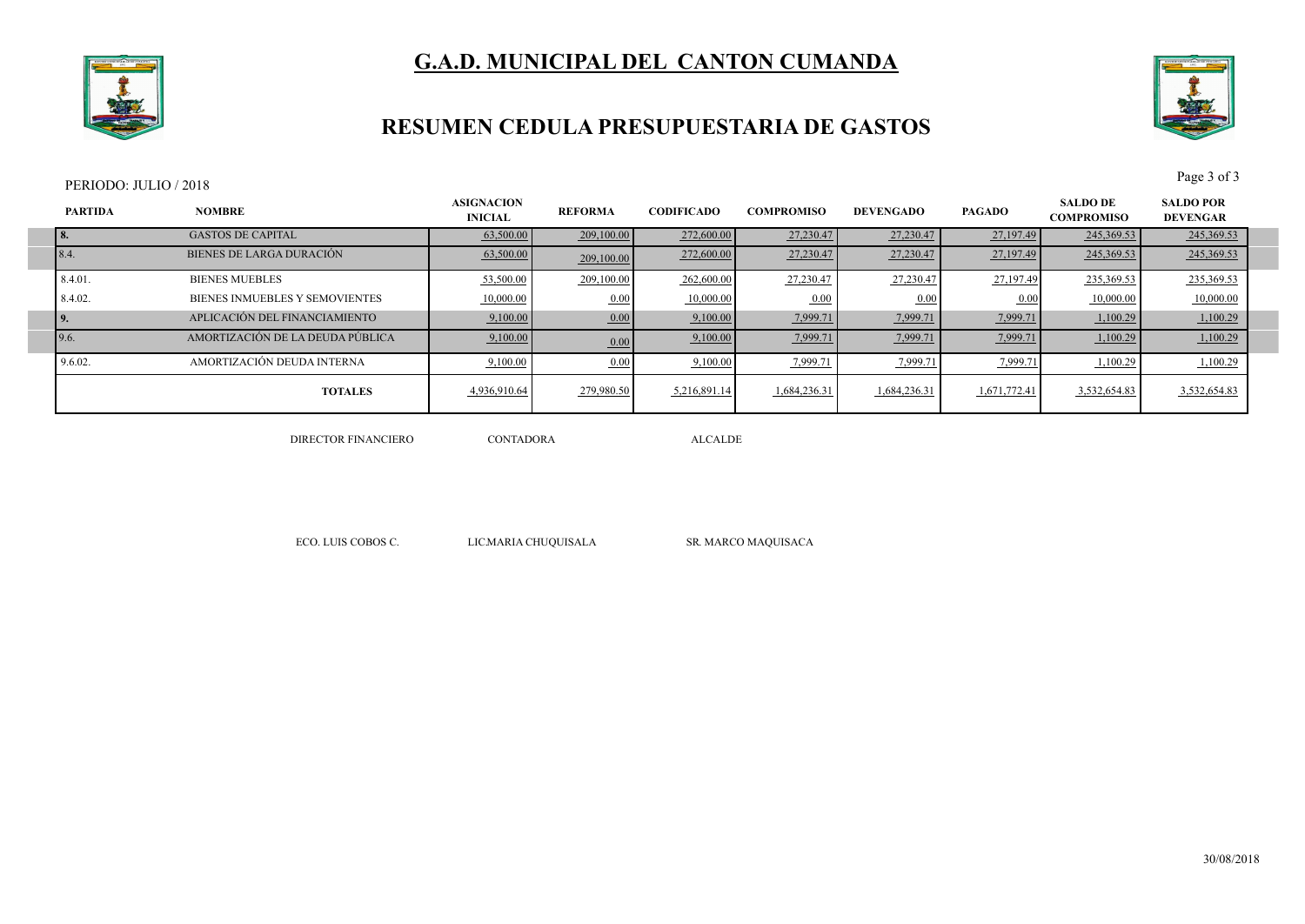# G.A.D. MUNICIPAL DEL CANTON CUMANDA

## RESUMEN CEDULA PRESUPUESTARIA DE GASTOS

PERIODO: JULIO / 2018

| PARTIDA | NOMBRE | ASIGNACION INICIAL | REFORMA | CODIFICADO | COMPROMISO | DEVENGADO | PAGADO | SALDO DE COMPROMISO | SALDO POR DEVENGAR |
|---|---|---|---|---|---|---|---|---|---|
| 8. | GASTOS DE CAPITAL | 63,500.00 | 209,100.00 | 272,600.00 | 27,230.47 | 27,230.47 | 27,197.49 | 245,369.53 | 245,369.53 |
| 8.4. | BIENES DE LARGA DURACIÓN | 63,500.00 | 209,100.00 | 272,600.00 | 27,230.47 | 27,230.47 | 27,197.49 | 245,369.53 | 245,369.53 |
| 8.4.01. | BIENES MUEBLES | 53,500.00 | 209,100.00 | 262,600.00 | 27,230.47 | 27,230.47 | 27,197.49 | 235,369.53 | 235,369.53 |
| 8.4.02. | BIENES INMUEBLES Y SEMOVIENTES | 10,000.00 | 0.00 | 10,000.00 | 0.00 | 0.00 | 0.00 | 10,000.00 | 10,000.00 |
| 9. | APLICACIÓN DEL FINANCIAMIENTO | 9,100.00 | 0.00 | 9,100.00 | 7,999.71 | 7,999.71 | 7,999.71 | 1,100.29 | 1,100.29 |
| 9.6. | AMORTIZACIÓN DE LA DEUDA PÚBLICA | 9,100.00 | 0.00 | 9,100.00 | 7,999.71 | 7,999.71 | 7,999.71 | 1,100.29 | 1,100.29 |
| 9.6.02. | AMORTIZACIÓN DEUDA INTERNA | 9,100.00 | 0.00 | 9,100.00 | 7,999.71 | 7,999.71 | 7,999.71 | 1,100.29 | 1,100.29 |
| | **TOTALES** | 4,936,910.64 | 279,980.50 | 5,216,891.14 | 1,684,236.31 | 1,684,236.31 | 1,671,772.41 | 3,532,654.83 | 3,532,654.83 |

DIRECTOR FINANCIERO — CONTADORA — ALCALDE

ECO. LUIS COBOS C. — LIC.MARIA CHUQUISALA — SR. MARCO MAQUISACA

30/08/2018